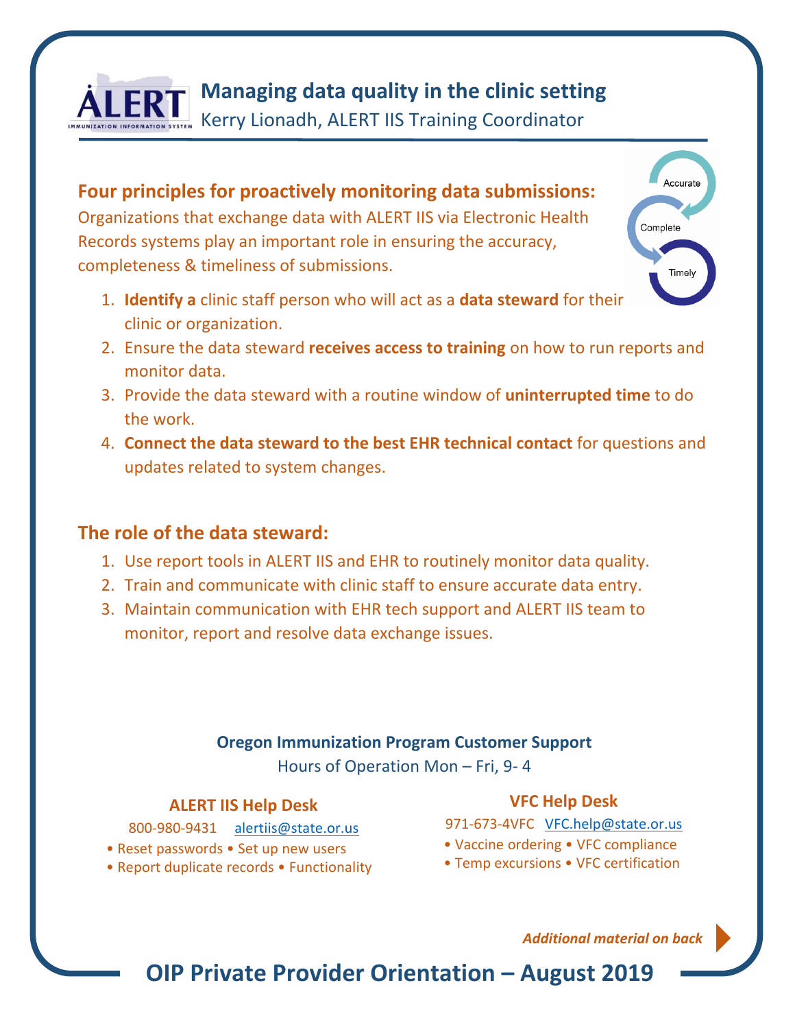# Managing data quality in the clinic setting

Kerry Lionadh, ALERT IIS Training Coordinator

## Four principles for proactively monitoring data submissions:

Organizations that exchange data with ALERT IIS via Electronic Health Records systems play an important role in ensuring the accuracy, completeness & timeliness of submissions.

Accurate → Complete → Timely

1. **Identify a** clinic staff person who will act as a **data steward** for their clinic or organization.
2. Ensure the data steward **receives access to training** on how to run reports and monitor data.
3. Provide the data steward with a routine window of **uninterrupted time** to do the work.
4. **Connect the data steward to the best EHR technical contact** for questions and updates related to system changes.

## The role of the data steward:

1. Use report tools in ALERT IIS and EHR to routinely monitor data quality.
2. Train and communicate with clinic staff to ensure accurate data entry.
3. Maintain communication with EHR tech support and ALERT IIS team to monitor, report and resolve data exchange issues.

**Oregon Immunization Program Customer Support**

Hours of Operation Mon – Fri, 9- 4

### ALERT IIS Help Desk

800-980-9431 alertiis@state.or.us

- Reset passwords • Set up new users
- Report duplicate records • Functionality

### VFC Help Desk

971-673-4VFC VFC.help@state.or.us

- Vaccine ordering • VFC compliance
- Temp excursions • VFC certification

***Additional material on back***

**OIP Private Provider Orientation – August 2019**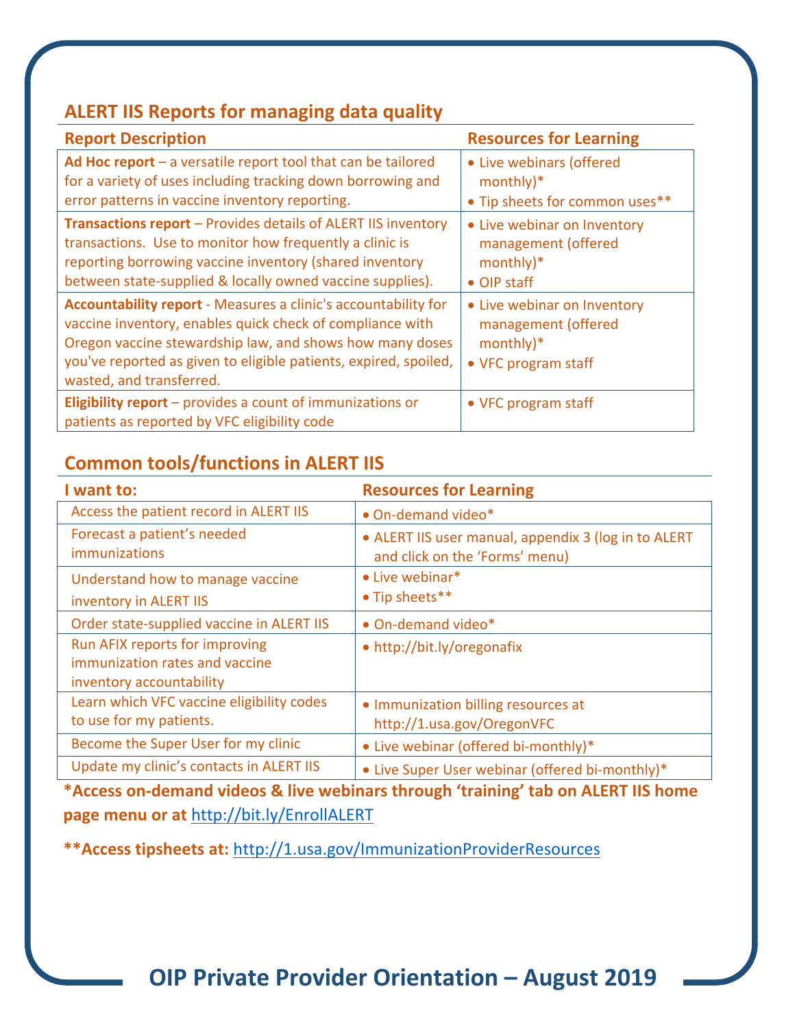## ALERT IIS Reports for managing data quality

| Report Description | Resources for Learning |
|---|---|
| **Ad Hoc report** – a versatile report tool that can be tailored for a variety of uses including tracking down borrowing and error patterns in vaccine inventory reporting. | • Live webinars (offered monthly)* <br> • Tip sheets for common uses** |
| **Transactions report** – Provides details of ALERT IIS inventory transactions. Use to monitor how frequently a clinic is reporting borrowing vaccine inventory (shared inventory between state-supplied & locally owned vaccine supplies). | • Live webinar on Inventory management (offered monthly)* <br> • OIP staff |
| **Accountability report** - Measures a clinic's accountability for vaccine inventory, enables quick check of compliance with Oregon vaccine stewardship law, and shows how many doses you've reported as given to eligible patients, expired, spoiled, wasted, and transferred. | • Live webinar on Inventory management (offered monthly)* <br> • VFC program staff |
| **Eligibility report** – provides a count of immunizations or patients as reported by VFC eligibility code | • VFC program staff |

## Common tools/functions in ALERT IIS

| I want to: | Resources for Learning |
|---|---|
| Access the patient record in ALERT IIS | • On-demand video* |
| Forecast a patient's needed immunizations | • ALERT IIS user manual, appendix 3 (log in to ALERT and click on the 'Forms' menu) |
| Understand how to manage vaccine inventory in ALERT IIS | • Live webinar* <br> • Tip sheets** |
| Order state-supplied vaccine in ALERT IIS | • On-demand video* |
| Run AFIX reports for improving immunization rates and vaccine inventory accountability | • http://bit.ly/oregonafix |
| Learn which VFC vaccine eligibility codes to use for my patients. | • Immunization billing resources at http://1.usa.gov/OregonVFC |
| Become the Super User for my clinic | • Live webinar (offered bi-monthly)* |
| Update my clinic's contacts in ALERT IIS | • Live Super User webinar (offered bi-monthly)* |

**\*Access on-demand videos & live webinars through 'training' tab on ALERT IIS home page menu or at** http://bit.ly/EnrollALERT

**\*\*Access tipsheets at:** http://1.usa.gov/ImmunizationProviderResources

**OIP Private Provider Orientation – August 2019**